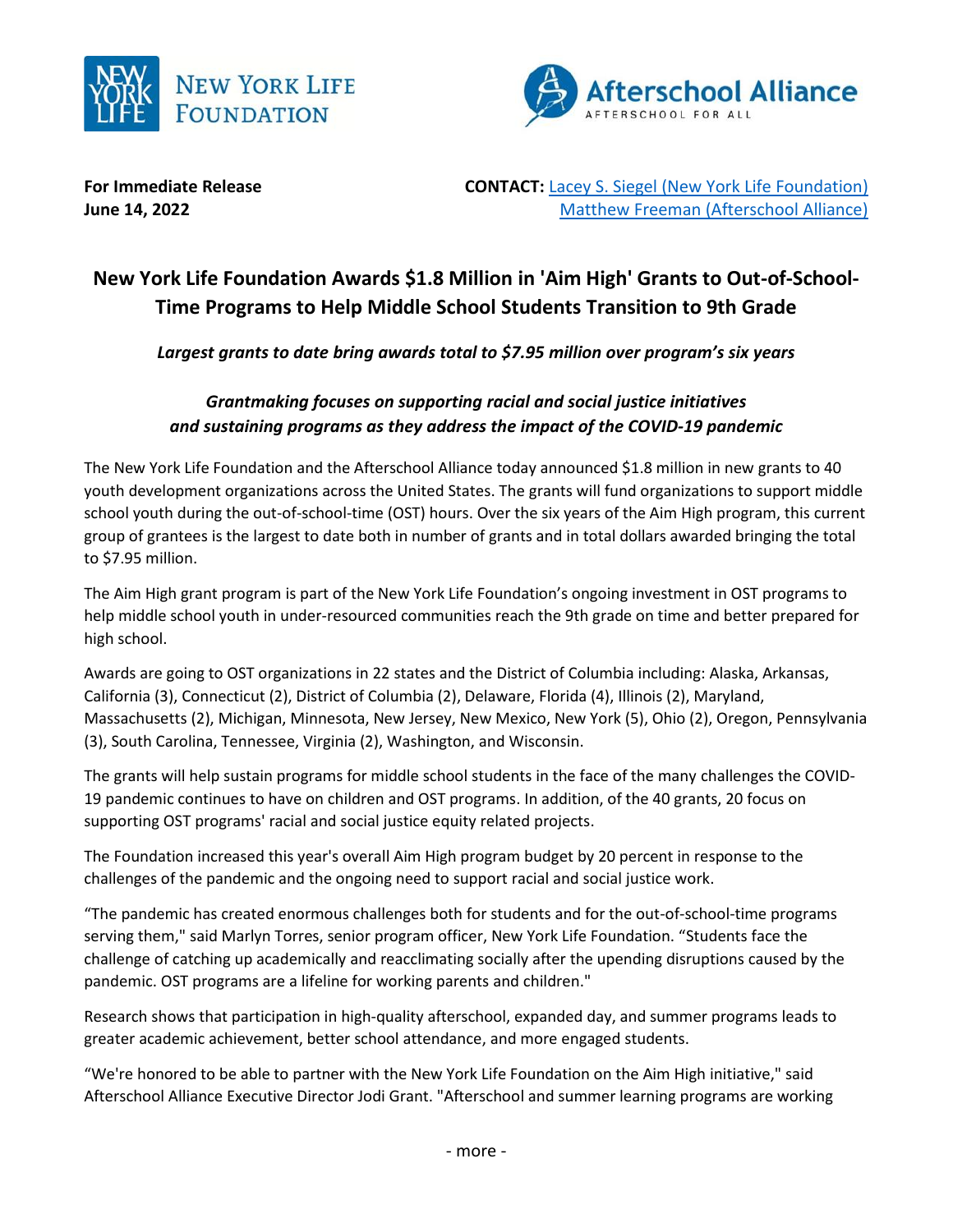New York Life Foundation

Afterschool Alliance — AFTERSCHOOL FOR ALL

**For Immediate Release**
**June 14, 2022**

**CONTACT:** Lacey S. Siegel (New York Life Foundation)
Matthew Freeman (Afterschool Alliance)

# New York Life Foundation Awards $1.8 Million in 'Aim High' Grants to Out-of-School-Time Programs to Help Middle School Students Transition to 9th Grade

***Largest grants to date bring awards total to $7.95 million over program's six years***

***Grantmaking focuses on supporting racial and social justice initiatives and sustaining programs as they address the impact of the COVID-19 pandemic***

The New York Life Foundation and the Afterschool Alliance today announced $1.8 million in new grants to 40 youth development organizations across the United States. The grants will fund organizations to support middle school youth during the out-of-school-time (OST) hours. Over the six years of the Aim High program, this current group of grantees is the largest to date both in number of grants and in total dollars awarded bringing the total to $7.95 million.

The Aim High grant program is part of the New York Life Foundation's ongoing investment in OST programs to help middle school youth in under-resourced communities reach the 9th grade on time and better prepared for high school.

Awards are going to OST organizations in 22 states and the District of Columbia including: Alaska, Arkansas, California (3), Connecticut (2), District of Columbia (2), Delaware, Florida (4), Illinois (2), Maryland, Massachusetts (2), Michigan, Minnesota, New Jersey, New Mexico, New York (5), Ohio (2), Oregon, Pennsylvania (3), South Carolina, Tennessee, Virginia (2), Washington, and Wisconsin.

The grants will help sustain programs for middle school students in the face of the many challenges the COVID-19 pandemic continues to have on children and OST programs. In addition, of the 40 grants, 20 focus on supporting OST programs' racial and social justice equity related projects.

The Foundation increased this year's overall Aim High program budget by 20 percent in response to the challenges of the pandemic and the ongoing need to support racial and social justice work.

"The pandemic has created enormous challenges both for students and for the out-of-school-time programs serving them," said Marlyn Torres, senior program officer, New York Life Foundation. "Students face the challenge of catching up academically and reacclimating socially after the upending disruptions caused by the pandemic. OST programs are a lifeline for working parents and children."

Research shows that participation in high-quality afterschool, expanded day, and summer programs leads to greater academic achievement, better school attendance, and more engaged students.

"We're honored to be able to partner with the New York Life Foundation on the Aim High initiative," said Afterschool Alliance Executive Director Jodi Grant. "Afterschool and summer learning programs are working

- more -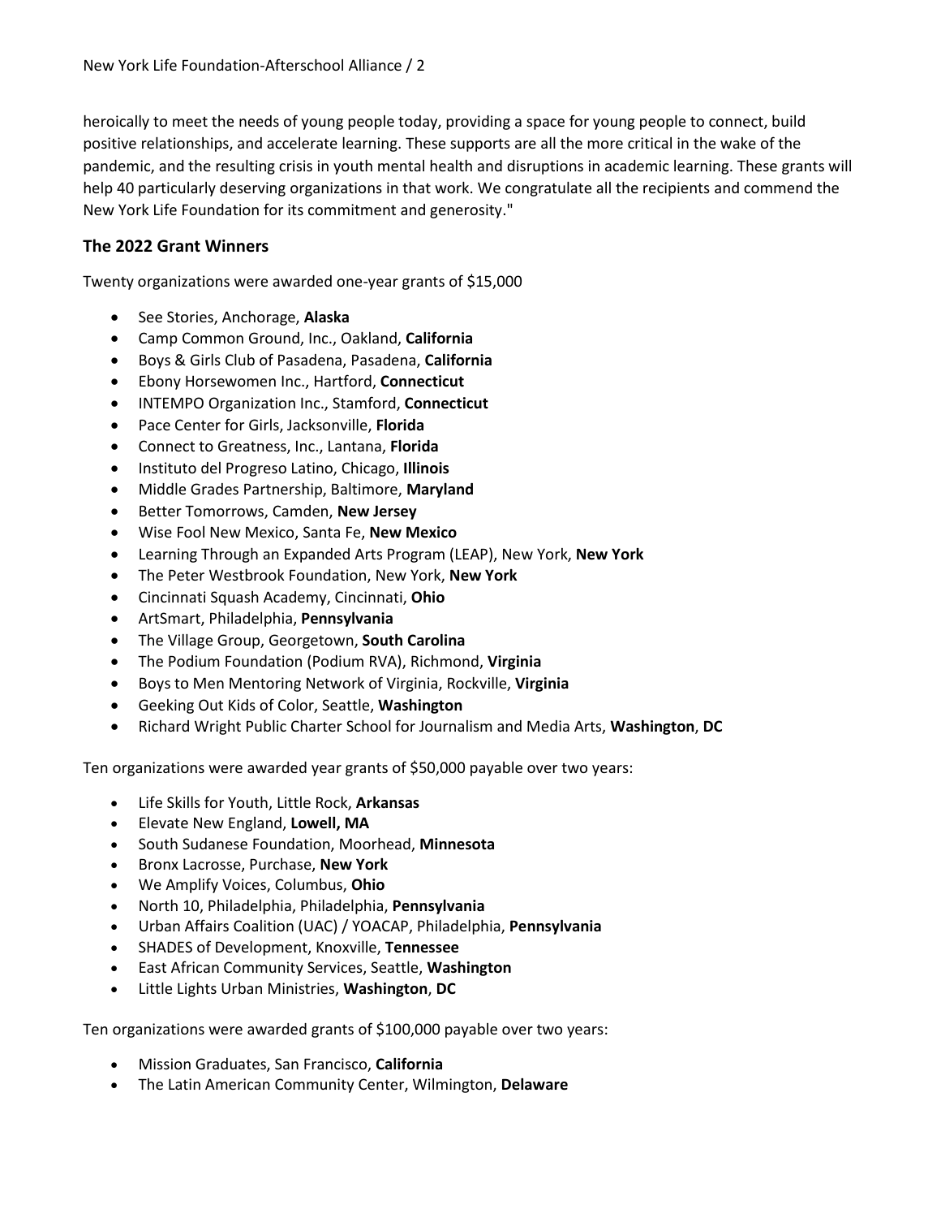heroically to meet the needs of young people today, providing a space for young people to connect, build positive relationships, and accelerate learning. These supports are all the more critical in the wake of the pandemic, and the resulting crisis in youth mental health and disruptions in academic learning. These grants will help 40 particularly deserving organizations in that work. We congratulate all the recipients and commend the New York Life Foundation for its commitment and generosity."

## The 2022 Grant Winners

Twenty organizations were awarded one-year grants of $15,000

- See Stories, Anchorage, **Alaska**
- Camp Common Ground, Inc., Oakland, **California**
- Boys & Girls Club of Pasadena, Pasadena, **California**
- Ebony Horsewomen Inc., Hartford, **Connecticut**
- INTEMPO Organization Inc., Stamford, **Connecticut**
- Pace Center for Girls, Jacksonville, **Florida**
- Connect to Greatness, Inc., Lantana, **Florida**
- Instituto del Progreso Latino, Chicago, **Illinois**
- Middle Grades Partnership, Baltimore, **Maryland**
- Better Tomorrows, Camden, **New Jersey**
- Wise Fool New Mexico, Santa Fe, **New Mexico**
- Learning Through an Expanded Arts Program (LEAP), New York, **New York**
- The Peter Westbrook Foundation, New York, **New York**
- Cincinnati Squash Academy, Cincinnati, **Ohio**
- ArtSmart, Philadelphia, **Pennsylvania**
- The Village Group, Georgetown, **South Carolina**
- The Podium Foundation (Podium RVA), Richmond, **Virginia**
- Boys to Men Mentoring Network of Virginia, Rockville, **Virginia**
- Geeking Out Kids of Color, Seattle, **Washington**
- Richard Wright Public Charter School for Journalism and Media Arts, **Washington**, **DC**

Ten organizations were awarded year grants of $50,000 payable over two years:

- Life Skills for Youth, Little Rock, **Arkansas**
- Elevate New England, **Lowell, MA**
- South Sudanese Foundation, Moorhead, **Minnesota**
- Bronx Lacrosse, Purchase, **New York**
- We Amplify Voices, Columbus, **Ohio**
- North 10, Philadelphia, Philadelphia, **Pennsylvania**
- Urban Affairs Coalition (UAC) / YOACAP, Philadelphia, **Pennsylvania**
- SHADES of Development, Knoxville, **Tennessee**
- East African Community Services, Seattle, **Washington**
- Little Lights Urban Ministries, **Washington**, **DC**

Ten organizations were awarded grants of $100,000 payable over two years:

- Mission Graduates, San Francisco, **California**
- The Latin American Community Center, Wilmington, **Delaware**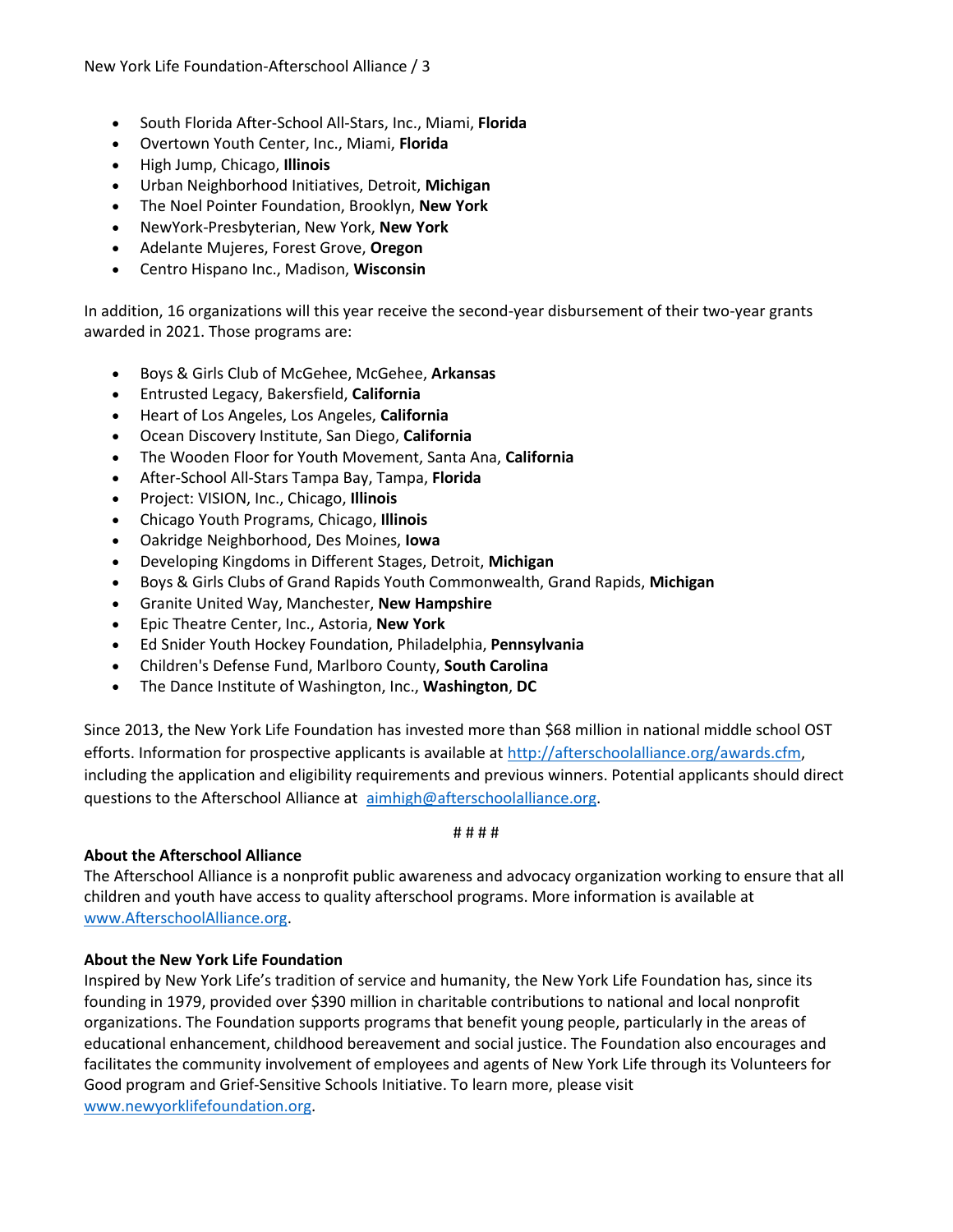- South Florida After-School All-Stars, Inc., Miami, **Florida**
- Overtown Youth Center, Inc., Miami, **Florida**
- High Jump, Chicago, **Illinois**
- Urban Neighborhood Initiatives, Detroit, **Michigan**
- The Noel Pointer Foundation, Brooklyn, **New York**
- NewYork-Presbyterian, New York, **New York**
- Adelante Mujeres, Forest Grove, **Oregon**
- Centro Hispano Inc., Madison, **Wisconsin**

In addition, 16 organizations will this year receive the second-year disbursement of their two-year grants awarded in 2021. Those programs are:

- Boys & Girls Club of McGehee, McGehee, **Arkansas**
- Entrusted Legacy, Bakersfield, **California**
- Heart of Los Angeles, Los Angeles, **California**
- Ocean Discovery Institute, San Diego, **California**
- The Wooden Floor for Youth Movement, Santa Ana, **California**
- After-School All-Stars Tampa Bay, Tampa, **Florida**
- Project: VISION, Inc., Chicago, **Illinois**
- Chicago Youth Programs, Chicago, **Illinois**
- Oakridge Neighborhood, Des Moines, **Iowa**
- Developing Kingdoms in Different Stages, Detroit, **Michigan**
- Boys & Girls Clubs of Grand Rapids Youth Commonwealth, Grand Rapids, **Michigan**
- Granite United Way, Manchester, **New Hampshire**
- Epic Theatre Center, Inc., Astoria, **New York**
- Ed Snider Youth Hockey Foundation, Philadelphia, **Pennsylvania**
- Children's Defense Fund, Marlboro County, **South Carolina**
- The Dance Institute of Washington, Inc., **Washington**, **DC**

Since 2013, the New York Life Foundation has invested more than $68 million in national middle school OST efforts. Information for prospective applicants is available at http://afterschoolalliance.org/awards.cfm, including the application and eligibility requirements and previous winners. Potential applicants should direct questions to the Afterschool Alliance at aimhigh@afterschoolalliance.org.

# # # #

**About the Afterschool Alliance**
The Afterschool Alliance is a nonprofit public awareness and advocacy organization working to ensure that all children and youth have access to quality afterschool programs. More information is available at www.AfterschoolAlliance.org.

**About the New York Life Foundation**
Inspired by New York Life's tradition of service and humanity, the New York Life Foundation has, since its founding in 1979, provided over $390 million in charitable contributions to national and local nonprofit organizations. The Foundation supports programs that benefit young people, particularly in the areas of educational enhancement, childhood bereavement and social justice. The Foundation also encourages and facilitates the community involvement of employees and agents of New York Life through its Volunteers for Good program and Grief-Sensitive Schools Initiative. To learn more, please visit www.newyorklifefoundation.org.